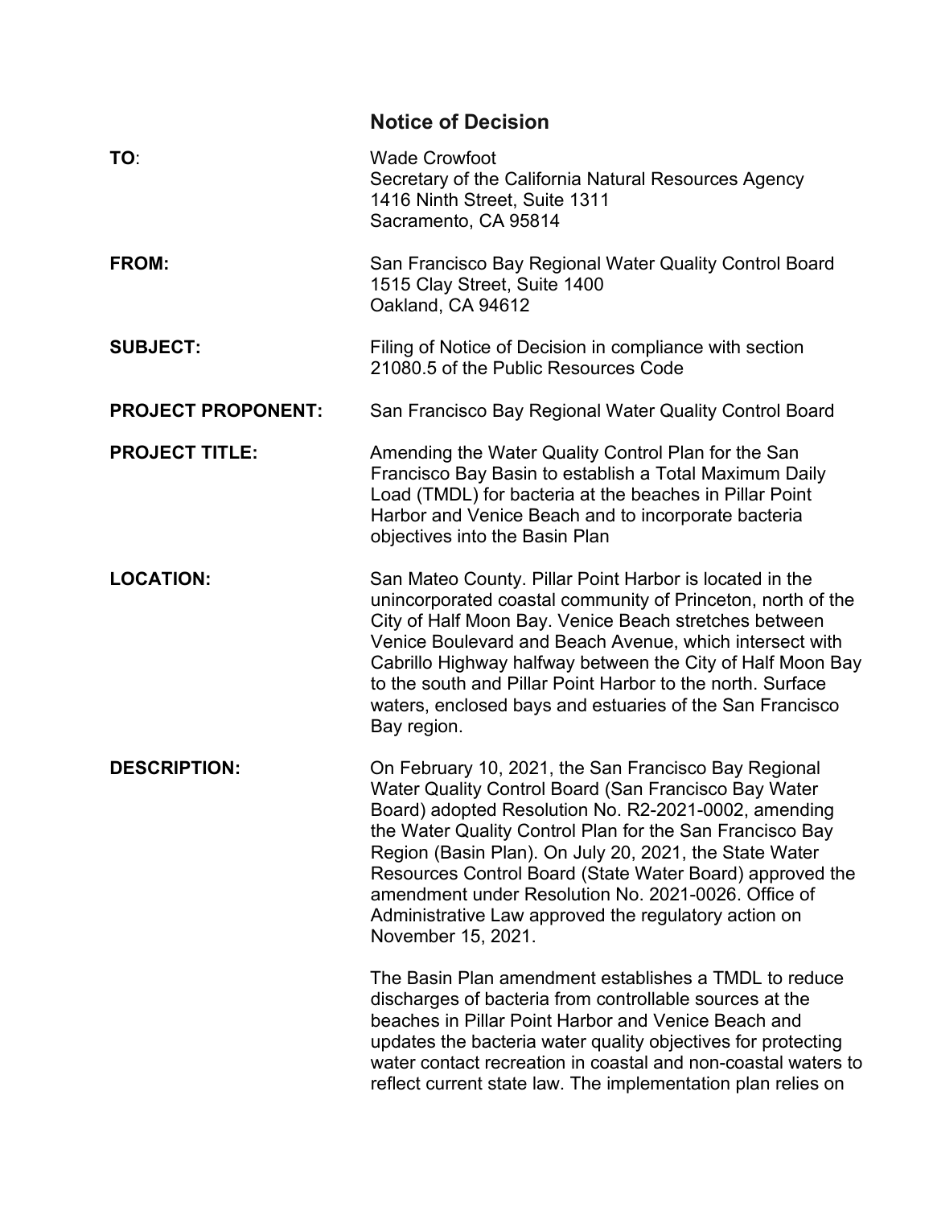# Notice of Decision

**TO**: Wade Crowfoot
Secretary of the California Natural Resources Agency
1416 Ninth Street, Suite 1311
Sacramento, CA 95814

**FROM:** San Francisco Bay Regional Water Quality Control Board
1515 Clay Street, Suite 1400
Oakland, CA 94612

**SUBJECT:** Filing of Notice of Decision in compliance with section 21080.5 of the Public Resources Code

**PROJECT PROPONENT:** San Francisco Bay Regional Water Quality Control Board

**PROJECT TITLE:** Amending the Water Quality Control Plan for the San Francisco Bay Basin to establish a Total Maximum Daily Load (TMDL) for bacteria at the beaches in Pillar Point Harbor and Venice Beach and to incorporate bacteria objectives into the Basin Plan

**LOCATION:** San Mateo County. Pillar Point Harbor is located in the unincorporated coastal community of Princeton, north of the City of Half Moon Bay. Venice Beach stretches between Venice Boulevard and Beach Avenue, which intersect with Cabrillo Highway halfway between the City of Half Moon Bay to the south and Pillar Point Harbor to the north. Surface waters, enclosed bays and estuaries of the San Francisco Bay region.

**DESCRIPTION:** On February 10, 2021, the San Francisco Bay Regional Water Quality Control Board (San Francisco Bay Water Board) adopted Resolution No. R2-2021-0002, amending the Water Quality Control Plan for the San Francisco Bay Region (Basin Plan). On July 20, 2021, the State Water Resources Control Board (State Water Board) approved the amendment under Resolution No. 2021-0026. Office of Administrative Law approved the regulatory action on November 15, 2021.

The Basin Plan amendment establishes a TMDL to reduce discharges of bacteria from controllable sources at the beaches in Pillar Point Harbor and Venice Beach and updates the bacteria water quality objectives for protecting water contact recreation in coastal and non-coastal waters to reflect current state law. The implementation plan relies on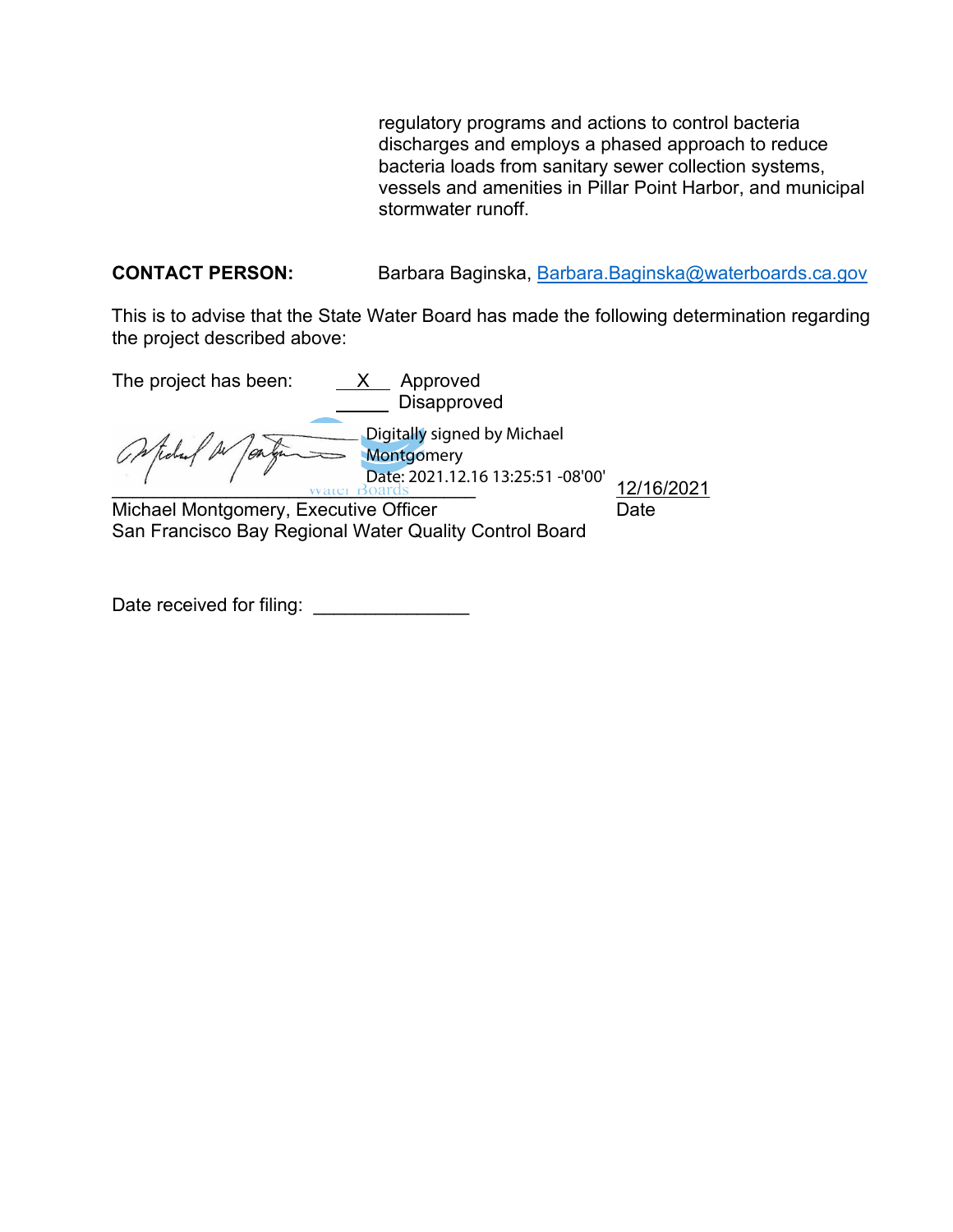regulatory programs and actions to control bacteria discharges and employs a phased approach to reduce bacteria loads from sanitary sewer collection systems, vessels and amenities in Pillar Point Harbor, and municipal stormwater runoff.

**CONTACT PERSON:** Barbara Baginska, Barbara.Baginska@waterboards.ca.gov

This is to advise that the State Water Board has made the following determination regarding the project described above:

The project has been: __X__ Approved

_____ Disapproved

Digitally signed by Michael Montgomery
Date: 2021.12.16 13:25:51 -08'00'

Michael Montgomery, Executive Officer
San Francisco Bay Regional Water Quality Control Board

12/16/2021
Date

Date received for filing: _______________